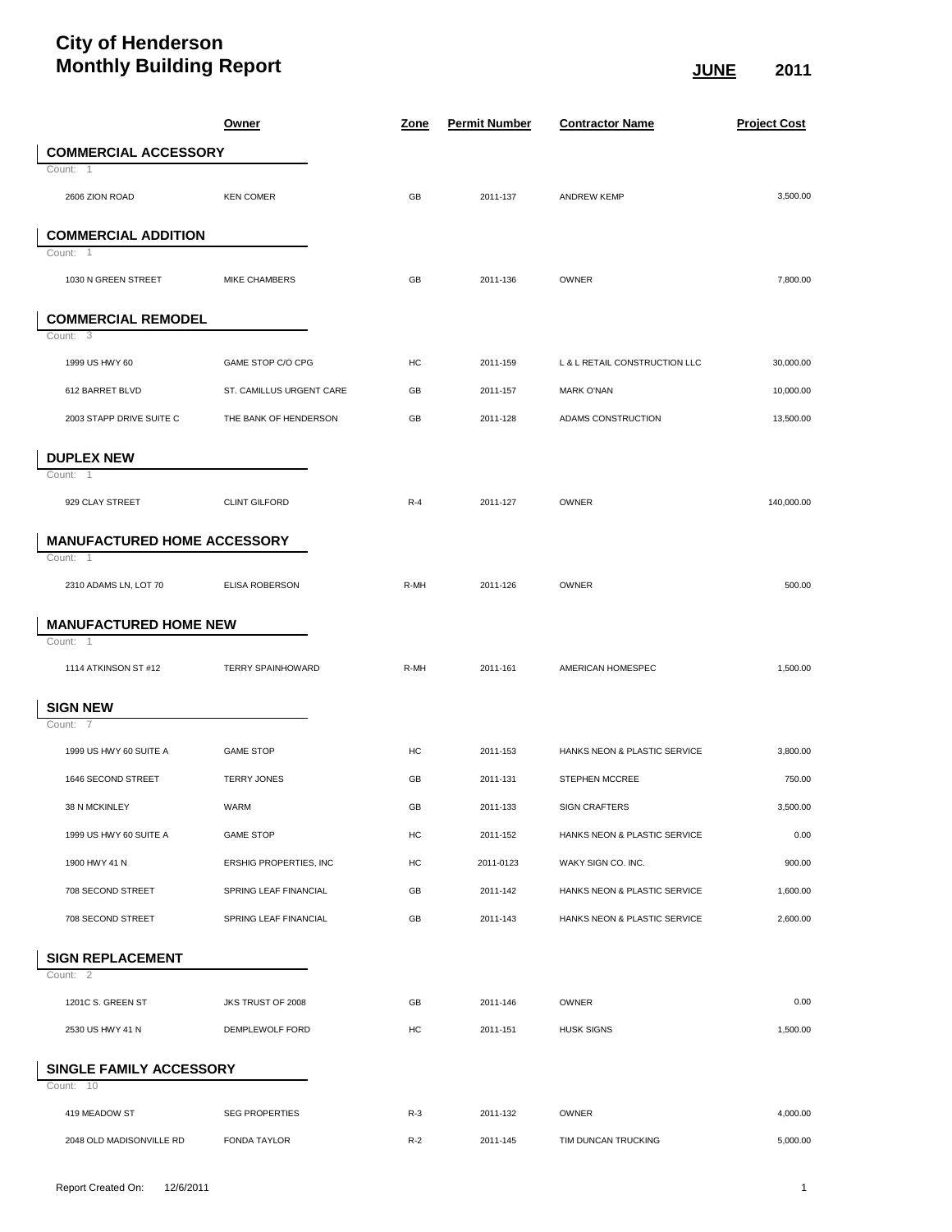# City of Henderson
# Monthly Building Report

**JUNE** 2011

| | Owner | Zone | Permit Number | Contractor Name | Project Cost |
|---|---|---|---|---|---|
| **COMMERCIAL ACCESSORY** | | | | | |
| Count: 1 | | | | | |
| 2606 ZION ROAD | KEN COMER | GB | 2011-137 | ANDREW KEMP | 3,500.00 |
| **COMMERCIAL ADDITION** | | | | | |
| Count: 1 | | | | | |
| 1030 N GREEN STREET | MIKE CHAMBERS | GB | 2011-136 | OWNER | 7,800.00 |
| **COMMERCIAL REMODEL** | | | | | |
| Count: 3 | | | | | |
| 1999 US HWY 60 | GAME STOP C/O CPG | HC | 2011-159 | L & L RETAIL CONSTRUCTION LLC | 30,000.00 |
| 612 BARRET BLVD | ST. CAMILLUS URGENT CARE | GB | 2011-157 | MARK O'NAN | 10,000.00 |
| 2003 STAPP DRIVE SUITE C | THE BANK OF HENDERSON | GB | 2011-128 | ADAMS CONSTRUCTION | 13,500.00 |
| **DUPLEX NEW** | | | | | |
| Count: 1 | | | | | |
| 929 CLAY STREET | CLINT GILFORD | R-4 | 2011-127 | OWNER | 140,000.00 |
| **MANUFACTURED HOME ACCESSORY** | | | | | |
| Count: 1 | | | | | |
| 2310 ADAMS LN, LOT 70 | ELISA ROBERSON | R-MH | 2011-126 | OWNER | 500.00 |
| **MANUFACTURED HOME NEW** | | | | | |
| Count: 1 | | | | | |
| 1114 ATKINSON ST #12 | TERRY SPAINHOWARD | R-MH | 2011-161 | AMERICAN HOMESPEC | 1,500.00 |
| **SIGN NEW** | | | | | |
| Count: 7 | | | | | |
| 1999 US HWY 60 SUITE A | GAME STOP | HC | 2011-153 | HANKS NEON & PLASTIC SERVICE | 3,800.00 |
| 1646 SECOND STREET | TERRY JONES | GB | 2011-131 | STEPHEN MCCREE | 750.00 |
| 38 N MCKINLEY | WARM | GB | 2011-133 | SIGN CRAFTERS | 3,500.00 |
| 1999 US HWY 60 SUITE A | GAME STOP | HC | 2011-152 | HANKS NEON & PLASTIC SERVICE | 0.00 |
| 1900 HWY 41 N | ERSHIG PROPERTIES, INC | HC | 2011-0123 | WAKY SIGN CO. INC. | 900.00 |
| 708 SECOND STREET | SPRING LEAF FINANCIAL | GB | 2011-142 | HANKS NEON & PLASTIC SERVICE | 1,600.00 |
| 708 SECOND STREET | SPRING LEAF FINANCIAL | GB | 2011-143 | HANKS NEON & PLASTIC SERVICE | 2,600.00 |
| **SIGN REPLACEMENT** | | | | | |
| Count: 2 | | | | | |
| 1201C S. GREEN ST | JKS TRUST OF 2008 | GB | 2011-146 | OWNER | 0.00 |
| 2530 US HWY 41 N | DEMPLEWOLF FORD | HC | 2011-151 | HUSK SIGNS | 1,500.00 |
| **SINGLE FAMILY ACCESSORY** | | | | | |
| Count: 10 | | | | | |
| 419 MEADOW ST | SEG PROPERTIES | R-3 | 2011-132 | OWNER | 4,000.00 |
| 2048 OLD MADISONVILLE RD | FONDA TAYLOR | R-2 | 2011-145 | TIM DUNCAN TRUCKING | 5,000.00 |

Report Created On: 12/6/2011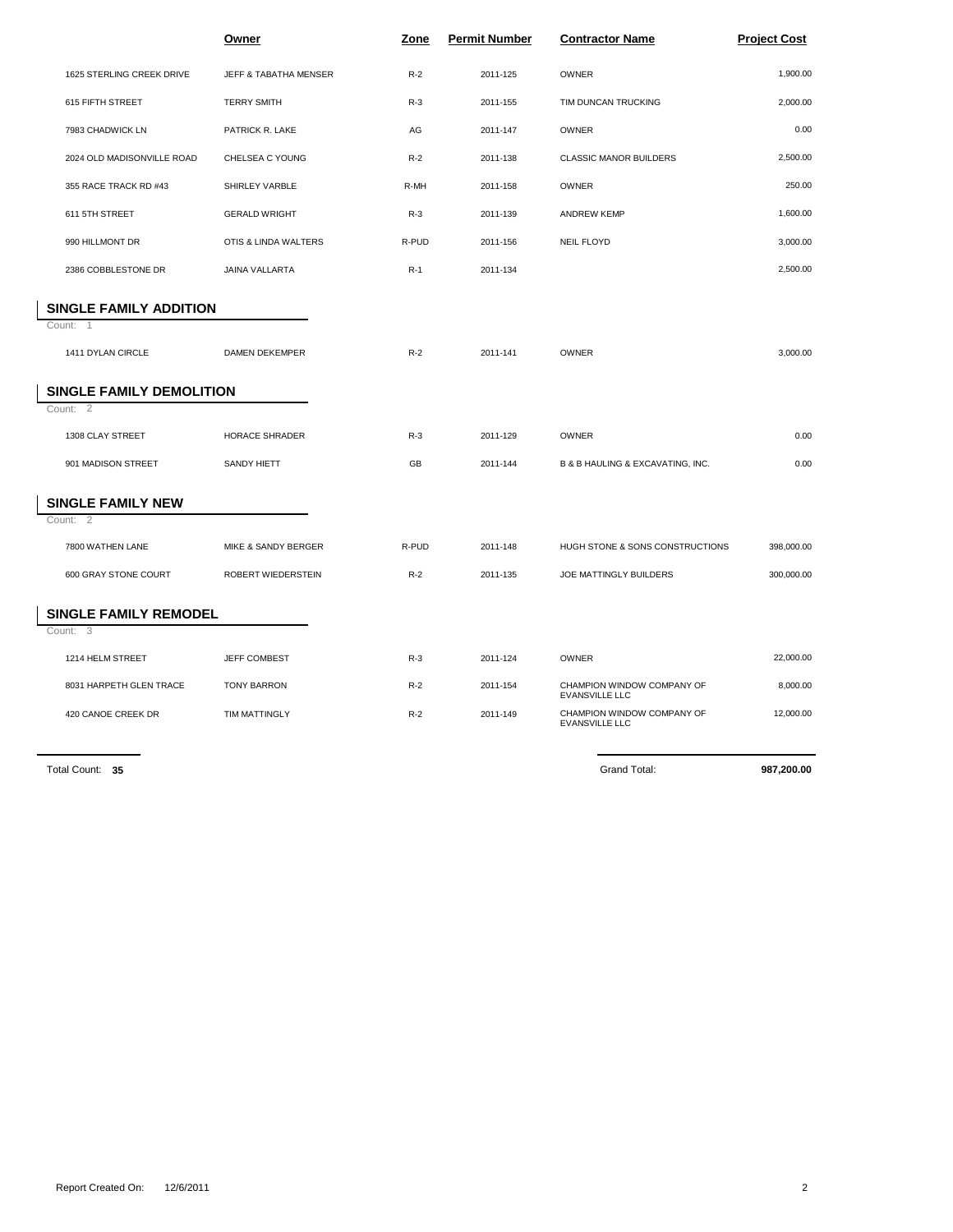| | Owner | Zone | Permit Number | Contractor Name | Project Cost |
|---|---|---|---|---|---|
| 1625 STERLING CREEK DRIVE | JEFF & TABATHA MENSER | R-2 | 2011-125 | OWNER | 1,900.00 |
| 615 FIFTH STREET | TERRY SMITH | R-3 | 2011-155 | TIM DUNCAN TRUCKING | 2,000.00 |
| 7983 CHADWICK LN | PATRICK R. LAKE | AG | 2011-147 | OWNER | 0.00 |
| 2024 OLD MADISONVILLE ROAD | CHELSEA C YOUNG | R-2 | 2011-138 | CLASSIC MANOR BUILDERS | 2,500.00 |
| 355 RACE TRACK RD #43 | SHIRLEY VARBLE | R-MH | 2011-158 | OWNER | 250.00 |
| 611 5TH STREET | GERALD WRIGHT | R-3 | 2011-139 | ANDREW KEMP | 1,600.00 |
| 990 HILLMONT DR | OTIS & LINDA WALTERS | R-PUD | 2011-156 | NEIL FLOYD | 3,000.00 |
| 2386 COBBLESTONE DR | JAINA VALLARTA | R-1 | 2011-134 | | 2,500.00 |

## SINGLE FAMILY ADDITION

Count: 1

| | | | | | |
|---|---|---|---|---|---|
| 1411 DYLAN CIRCLE | DAMEN DEKEMPER | R-2 | 2011-141 | OWNER | 3,000.00 |

## SINGLE FAMILY DEMOLITION

Count: 2

| | | | | | |
|---|---|---|---|---|---|
| 1308 CLAY STREET | HORACE SHRADER | R-3 | 2011-129 | OWNER | 0.00 |
| 901 MADISON STREET | SANDY HIETT | GB | 2011-144 | B & B HAULING & EXCAVATING, INC. | 0.00 |

## SINGLE FAMILY NEW

Count: 2

| | | | | | |
|---|---|---|---|---|---|
| 7800 WATHEN LANE | MIKE & SANDY BERGER | R-PUD | 2011-148 | HUGH STONE & SONS CONSTRUCTIONS | 398,000.00 |
| 600 GRAY STONE COURT | ROBERT WIEDERSTEIN | R-2 | 2011-135 | JOE MATTINGLY BUILDERS | 300,000.00 |

## SINGLE FAMILY REMODEL

Count: 3

| | | | | | |
|---|---|---|---|---|---|
| 1214 HELM STREET | JEFF COMBEST | R-3 | 2011-124 | OWNER | 22,000.00 |
| 8031 HARPETH GLEN TRACE | TONY BARRON | R-2 | 2011-154 | CHAMPION WINDOW COMPANY OF EVANSVILLE LLC | 8,000.00 |
| 420 CANOE CREEK DR | TIM MATTINGLY | R-2 | 2011-149 | CHAMPION WINDOW COMPANY OF EVANSVILLE LLC | 12,000.00 |

Total Count: **35**

Grand Total: **987,200.00**

Report Created On: 12/6/2011